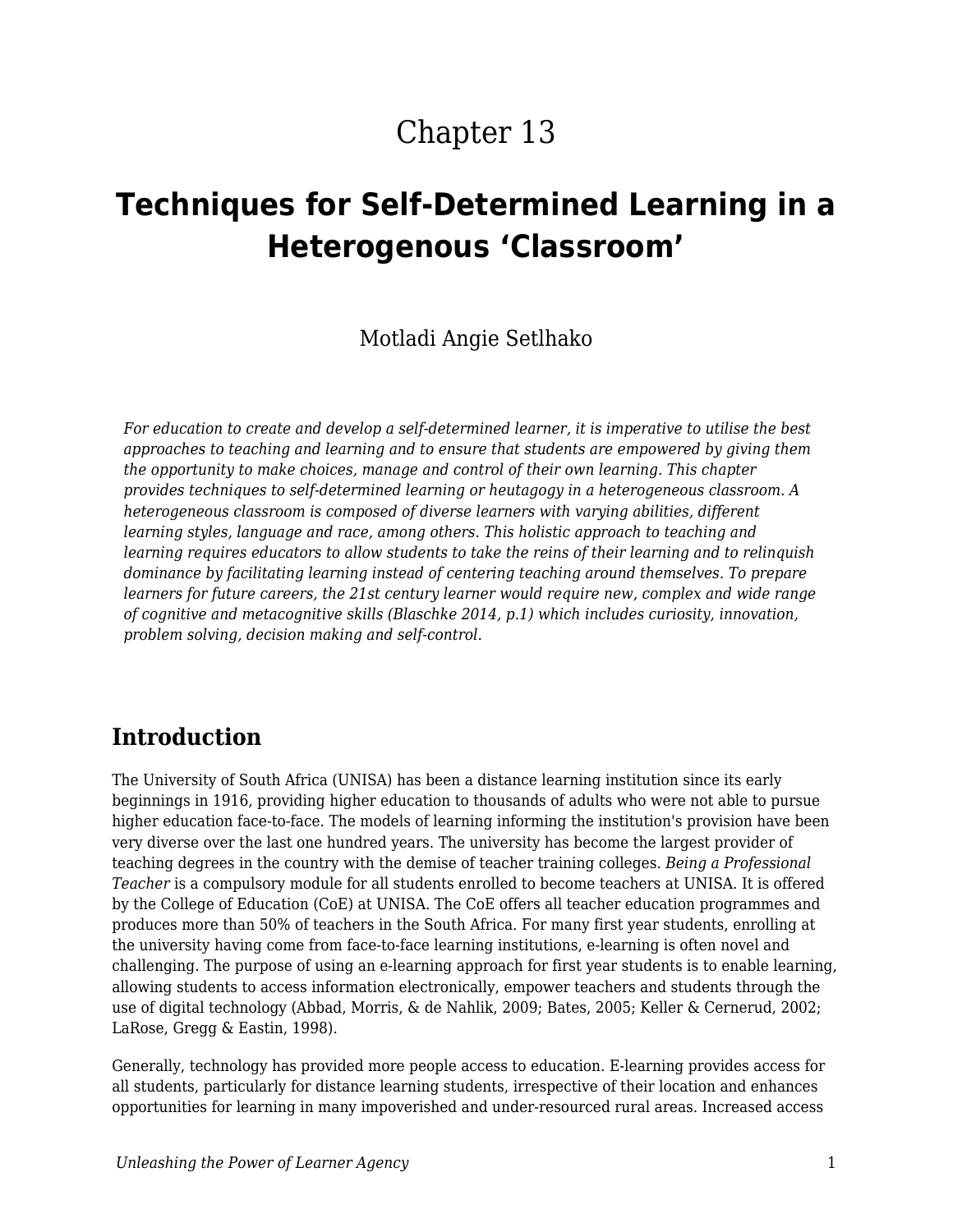# Chapter 13

# Techniques for Self-Determined Learning in a Heterogenous 'Classroom'

Motladi Angie Setlhako

*For education to create and develop a self-determined learner, it is imperative to utilise the best approaches to teaching and learning and to ensure that students are empowered by giving them the opportunity to make choices, manage and control of their own learning. This chapter provides techniques to self-determined learning or heutagogy in a heterogeneous classroom. A heterogeneous classroom is composed of diverse learners with varying abilities, different learning styles, language and race, among others. This holistic approach to teaching and learning requires educators to allow students to take the reins of their learning and to relinquish dominance by facilitating learning instead of centering teaching around themselves. To prepare learners for future careers, the 21st century learner would require new, complex and wide range of cognitive and metacognitive skills (Blaschke 2014, p.1) which includes curiosity, innovation, problem solving, decision making and self-control.*

## Introduction

The University of South Africa (UNISA) has been a distance learning institution since its early beginnings in 1916, providing higher education to thousands of adults who were not able to pursue higher education face-to-face. The models of learning informing the institution's provision have been very diverse over the last one hundred years. The university has become the largest provider of teaching degrees in the country with the demise of teacher training colleges. *Being a Professional Teacher* is a compulsory module for all students enrolled to become teachers at UNISA. It is offered by the College of Education (CoE) at UNISA. The CoE offers all teacher education programmes and produces more than 50% of teachers in the South Africa. For many first year students, enrolling at the university having come from face-to-face learning institutions, e-learning is often novel and challenging. The purpose of using an e-learning approach for first year students is to enable learning, allowing students to access information electronically, empower teachers and students through the use of digital technology (Abbad, Morris, & de Nahlik, 2009; Bates, 2005; Keller & Cernerud, 2002; LaRose, Gregg & Eastin, 1998).

Generally, technology has provided more people access to education. E-learning provides access for all students, particularly for distance learning students, irrespective of their location and enhances opportunities for learning in many impoverished and under-resourced rural areas. Increased access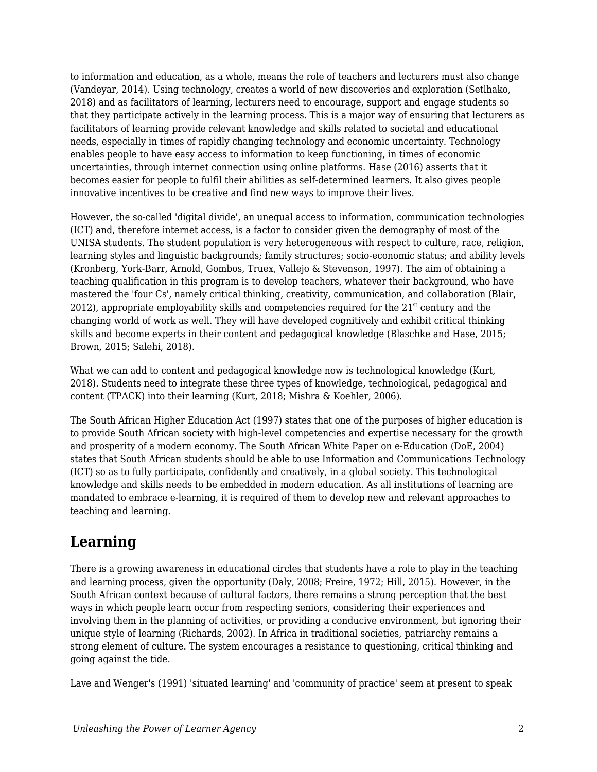to information and education, as a whole, means the role of teachers and lecturers must also change (Vandeyar, 2014). Using technology, creates a world of new discoveries and exploration (Setlhako, 2018) and as facilitators of learning, lecturers need to encourage, support and engage students so that they participate actively in the learning process. This is a major way of ensuring that lecturers as facilitators of learning provide relevant knowledge and skills related to societal and educational needs, especially in times of rapidly changing technology and economic uncertainty. Technology enables people to have easy access to information to keep functioning, in times of economic uncertainties, through internet connection using online platforms. Hase (2016) asserts that it becomes easier for people to fulfil their abilities as self-determined learners. It also gives people innovative incentives to be creative and find new ways to improve their lives.

However, the so-called 'digital divide', an unequal access to information, communication technologies (ICT) and, therefore internet access, is a factor to consider given the demography of most of the UNISA students. The student population is very heterogeneous with respect to culture, race, religion, learning styles and linguistic backgrounds; family structures; socio-economic status; and ability levels (Kronberg, York-Barr, Arnold, Gombos, Truex, Vallejo & Stevenson, 1997). The aim of obtaining a teaching qualification in this program is to develop teachers, whatever their background, who have mastered the 'four Cs', namely critical thinking, creativity, communication, and collaboration (Blair, 2012), appropriate employability skills and competencies required for the 21st century and the changing world of work as well. They will have developed cognitively and exhibit critical thinking skills and become experts in their content and pedagogical knowledge (Blaschke and Hase, 2015; Brown, 2015; Salehi, 2018).

What we can add to content and pedagogical knowledge now is technological knowledge (Kurt, 2018). Students need to integrate these three types of knowledge, technological, pedagogical and content (TPACK) into their learning (Kurt, 2018; Mishra & Koehler, 2006).

The South African Higher Education Act (1997) states that one of the purposes of higher education is to provide South African society with high-level competencies and expertise necessary for the growth and prosperity of a modern economy. The South African White Paper on e-Education (DoE, 2004) states that South African students should be able to use Information and Communications Technology (ICT) so as to fully participate, confidently and creatively, in a global society. This technological knowledge and skills needs to be embedded in modern education. As all institutions of learning are mandated to embrace e-learning, it is required of them to develop new and relevant approaches to teaching and learning.

## Learning

There is a growing awareness in educational circles that students have a role to play in the teaching and learning process, given the opportunity (Daly, 2008; Freire, 1972; Hill, 2015). However, in the South African context because of cultural factors, there remains a strong perception that the best ways in which people learn occur from respecting seniors, considering their experiences and involving them in the planning of activities, or providing a conducive environment, but ignoring their unique style of learning (Richards, 2002). In Africa in traditional societies, patriarchy remains a strong element of culture. The system encourages a resistance to questioning, critical thinking and going against the tide.

Lave and Wenger's (1991) 'situated learning' and 'community of practice' seem at present to speak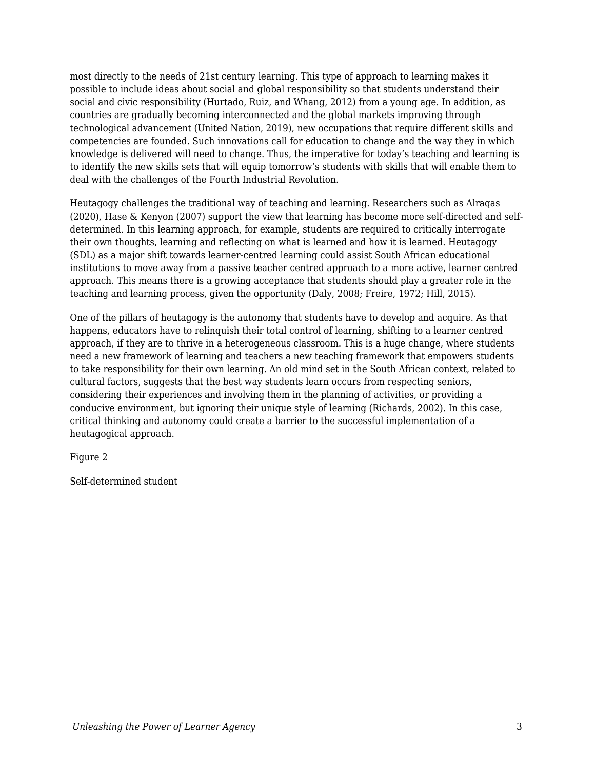most directly to the needs of 21st century learning. This type of approach to learning makes it possible to include ideas about social and global responsibility so that students understand their social and civic responsibility (Hurtado, Ruiz, and Whang, 2012) from a young age. In addition, as countries are gradually becoming interconnected and the global markets improving through technological advancement (United Nation, 2019), new occupations that require different skills and competencies are founded. Such innovations call for education to change and the way they in which knowledge is delivered will need to change. Thus, the imperative for today's teaching and learning is to identify the new skills sets that will equip tomorrow's students with skills that will enable them to deal with the challenges of the Fourth Industrial Revolution.

Heutagogy challenges the traditional way of teaching and learning. Researchers such as Alraqas (2020), Hase & Kenyon (2007) support the view that learning has become more self-directed and self-determined. In this learning approach, for example, students are required to critically interrogate their own thoughts, learning and reflecting on what is learned and how it is learned. Heutagogy (SDL) as a major shift towards learner-centred learning could assist South African educational institutions to move away from a passive teacher centred approach to a more active, learner centred approach. This means there is a growing acceptance that students should play a greater role in the teaching and learning process, given the opportunity (Daly, 2008; Freire, 1972; Hill, 2015).

One of the pillars of heutagogy is the autonomy that students have to develop and acquire. As that happens, educators have to relinquish their total control of learning, shifting to a learner centred approach, if they are to thrive in a heterogeneous classroom. This is a huge change, where students need a new framework of learning and teachers a new teaching framework that empowers students to take responsibility for their own learning. An old mind set in the South African context, related to cultural factors, suggests that the best way students learn occurs from respecting seniors, considering their experiences and involving them in the planning of activities, or providing a conducive environment, but ignoring their unique style of learning (Richards, 2002). In this case, critical thinking and autonomy could create a barrier to the successful implementation of a heutagogical approach.

Figure 2

Self-determined student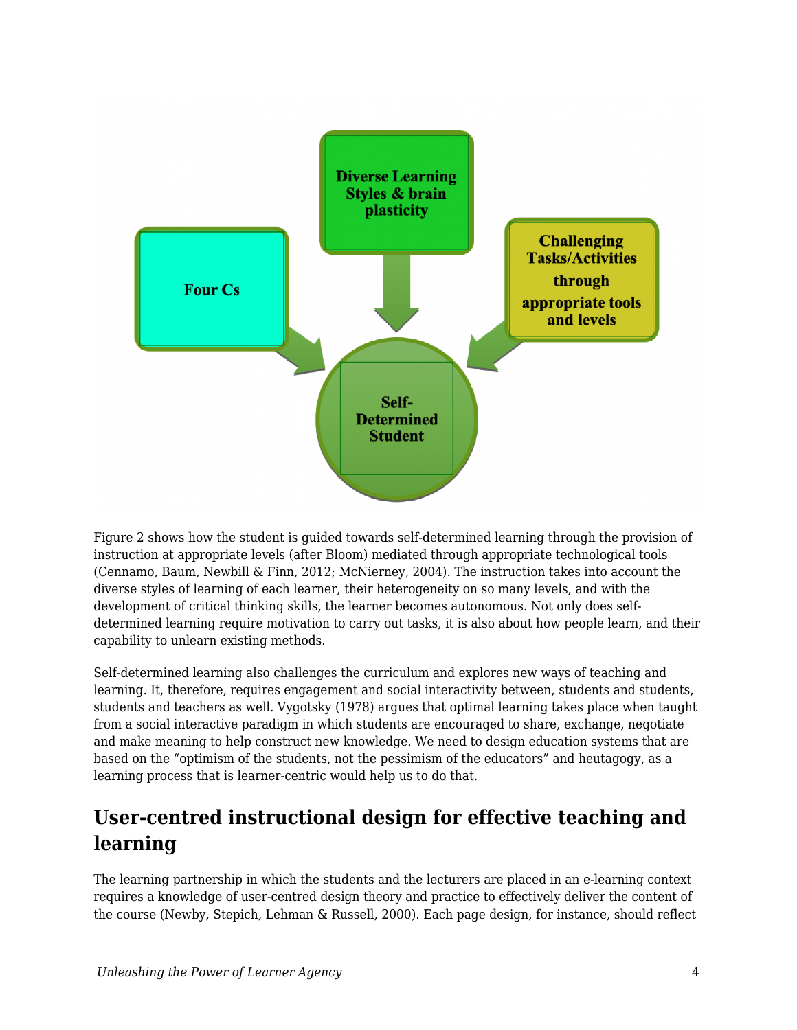Figure 2 shows how the student is guided towards self-determined learning through the provision of instruction at appropriate levels (after Bloom) mediated through appropriate technological tools (Cennamo, Baum, Newbill & Finn, 2012; McNierney, 2004). The instruction takes into account the diverse styles of learning of each learner, their heterogeneity on so many levels, and with the development of critical thinking skills, the learner becomes autonomous. Not only does self-determined learning require motivation to carry out tasks, it is also about how people learn, and their capability to unlearn existing methods.

Self-determined learning also challenges the curriculum and explores new ways of teaching and learning. It, therefore, requires engagement and social interactivity between, students and students, students and teachers as well. Vygotsky (1978) argues that optimal learning takes place when taught from a social interactive paradigm in which students are encouraged to share, exchange, negotiate and make meaning to help construct new knowledge. We need to design education systems that are based on the "optimism of the students, not the pessimism of the educators" and heutagogy, as a learning process that is learner-centric would help us to do that.

## User-centred instructional design for effective teaching and learning

The learning partnership in which the students and the lecturers are placed in an e-learning context requires a knowledge of user-centred design theory and practice to effectively deliver the content of the course (Newby, Stepich, Lehman & Russell, 2000). Each page design, for instance, should reflect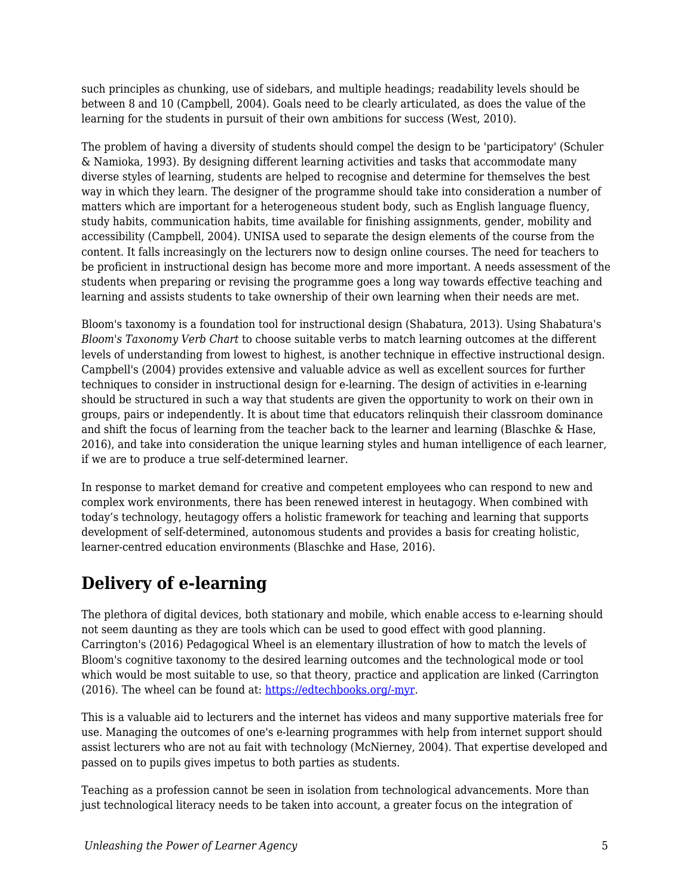such principles as chunking, use of sidebars, and multiple headings; readability levels should be between 8 and 10 (Campbell, 2004). Goals need to be clearly articulated, as does the value of the learning for the students in pursuit of their own ambitions for success (West, 2010).

The problem of having a diversity of students should compel the design to be 'participatory' (Schuler & Namioka, 1993). By designing different learning activities and tasks that accommodate many diverse styles of learning, students are helped to recognise and determine for themselves the best way in which they learn. The designer of the programme should take into consideration a number of matters which are important for a heterogeneous student body, such as English language fluency, study habits, communication habits, time available for finishing assignments, gender, mobility and accessibility (Campbell, 2004). UNISA used to separate the design elements of the course from the content. It falls increasingly on the lecturers now to design online courses. The need for teachers to be proficient in instructional design has become more and more important. A needs assessment of the students when preparing or revising the programme goes a long way towards effective teaching and learning and assists students to take ownership of their own learning when their needs are met.

Bloom's taxonomy is a foundation tool for instructional design (Shabatura, 2013). Using Shabatura's *Bloom's Taxonomy Verb Chart* to choose suitable verbs to match learning outcomes at the different levels of understanding from lowest to highest, is another technique in effective instructional design. Campbell's (2004) provides extensive and valuable advice as well as excellent sources for further techniques to consider in instructional design for e-learning. The design of activities in e-learning should be structured in such a way that students are given the opportunity to work on their own in groups, pairs or independently. It is about time that educators relinquish their classroom dominance and shift the focus of learning from the teacher back to the learner and learning (Blaschke & Hase, 2016), and take into consideration the unique learning styles and human intelligence of each learner, if we are to produce a true self-determined learner.

In response to market demand for creative and competent employees who can respond to new and complex work environments, there has been renewed interest in heutagogy. When combined with today’s technology, heutagogy offers a holistic framework for teaching and learning that supports development of self-determined, autonomous students and provides a basis for creating holistic, learner-centred education environments (Blaschke and Hase, 2016).

## Delivery of e-learning

The plethora of digital devices, both stationary and mobile, which enable access to e-learning should not seem daunting as they are tools which can be used to good effect with good planning. Carrington's (2016) Pedagogical Wheel is an elementary illustration of how to match the levels of Bloom's cognitive taxonomy to the desired learning outcomes and the technological mode or tool which would be most suitable to use, so that theory, practice and application are linked (Carrington (2016). The wheel can be found at: [https://edtechbooks.org/-myr](https://edtechbooks.org/-myr).

This is a valuable aid to lecturers and the internet has videos and many supportive materials free for use. Managing the outcomes of one's e-learning programmes with help from internet support should assist lecturers who are not au fait with technology (McNierney, 2004). That expertise developed and passed on to pupils gives impetus to both parties as students.

Teaching as a profession cannot be seen in isolation from technological advancements. More than just technological literacy needs to be taken into account, a greater focus on the integration of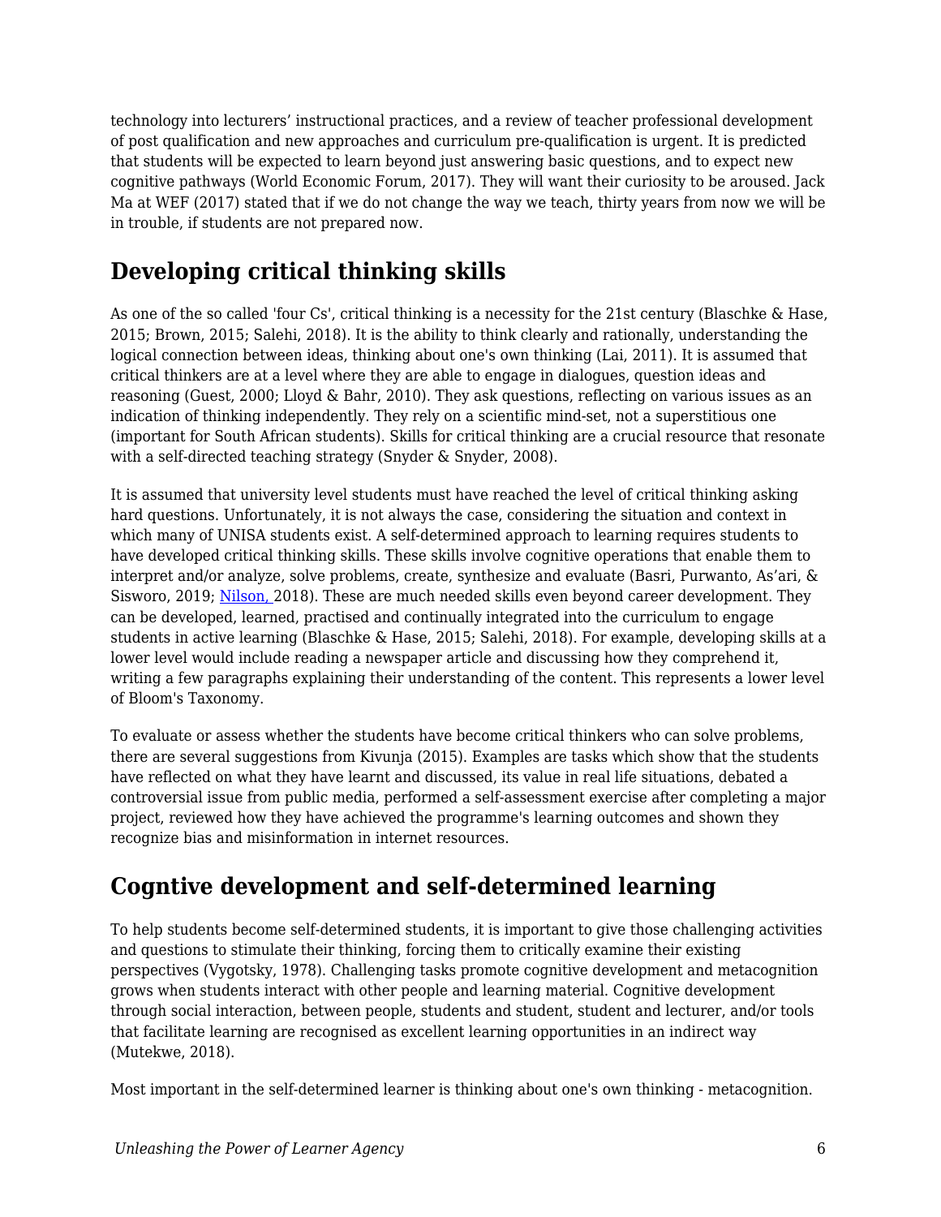technology into lecturers' instructional practices, and a review of teacher professional development of post qualification and new approaches and curriculum pre-qualification is urgent. It is predicted that students will be expected to learn beyond just answering basic questions, and to expect new cognitive pathways (World Economic Forum, 2017). They will want their curiosity to be aroused. Jack Ma at WEF (2017) stated that if we do not change the way we teach, thirty years from now we will be in trouble, if students are not prepared now.

## Developing critical thinking skills

As one of the so called 'four Cs', critical thinking is a necessity for the 21st century (Blaschke & Hase, 2015; Brown, 2015; Salehi, 2018). It is the ability to think clearly and rationally, understanding the logical connection between ideas, thinking about one's own thinking (Lai, 2011). It is assumed that critical thinkers are at a level where they are able to engage in dialogues, question ideas and reasoning (Guest, 2000; Lloyd & Bahr, 2010). They ask questions, reflecting on various issues as an indication of thinking independently. They rely on a scientific mind-set, not a superstitious one (important for South African students). Skills for critical thinking are a crucial resource that resonate with a self-directed teaching strategy (Snyder & Snyder, 2008).

It is assumed that university level students must have reached the level of critical thinking asking hard questions. Unfortunately, it is not always the case, considering the situation and context in which many of UNISA students exist. A self-determined approach to learning requires students to have developed critical thinking skills. These skills involve cognitive operations that enable them to interpret and/or analyze, solve problems, create, synthesize and evaluate (Basri, Purwanto, As'ari, & Sisworo, 2019; Nilson, 2018). These are much needed skills even beyond career development. They can be developed, learned, practised and continually integrated into the curriculum to engage students in active learning (Blaschke & Hase, 2015; Salehi, 2018). For example, developing skills at a lower level would include reading a newspaper article and discussing how they comprehend it, writing a few paragraphs explaining their understanding of the content. This represents a lower level of Bloom's Taxonomy.

To evaluate or assess whether the students have become critical thinkers who can solve problems, there are several suggestions from Kivunja (2015). Examples are tasks which show that the students have reflected on what they have learnt and discussed, its value in real life situations, debated a controversial issue from public media, performed a self-assessment exercise after completing a major project, reviewed how they have achieved the programme's learning outcomes and shown they recognize bias and misinformation in internet resources.

## Cogntive development and self-determined learning

To help students become self-determined students, it is important to give those challenging activities and questions to stimulate their thinking, forcing them to critically examine their existing perspectives (Vygotsky, 1978). Challenging tasks promote cognitive development and metacognition grows when students interact with other people and learning material. Cognitive development through social interaction, between people, students and student, student and lecturer, and/or tools that facilitate learning are recognised as excellent learning opportunities in an indirect way (Mutekwe, 2018).

Most important in the self-determined learner is thinking about one's own thinking - metacognition.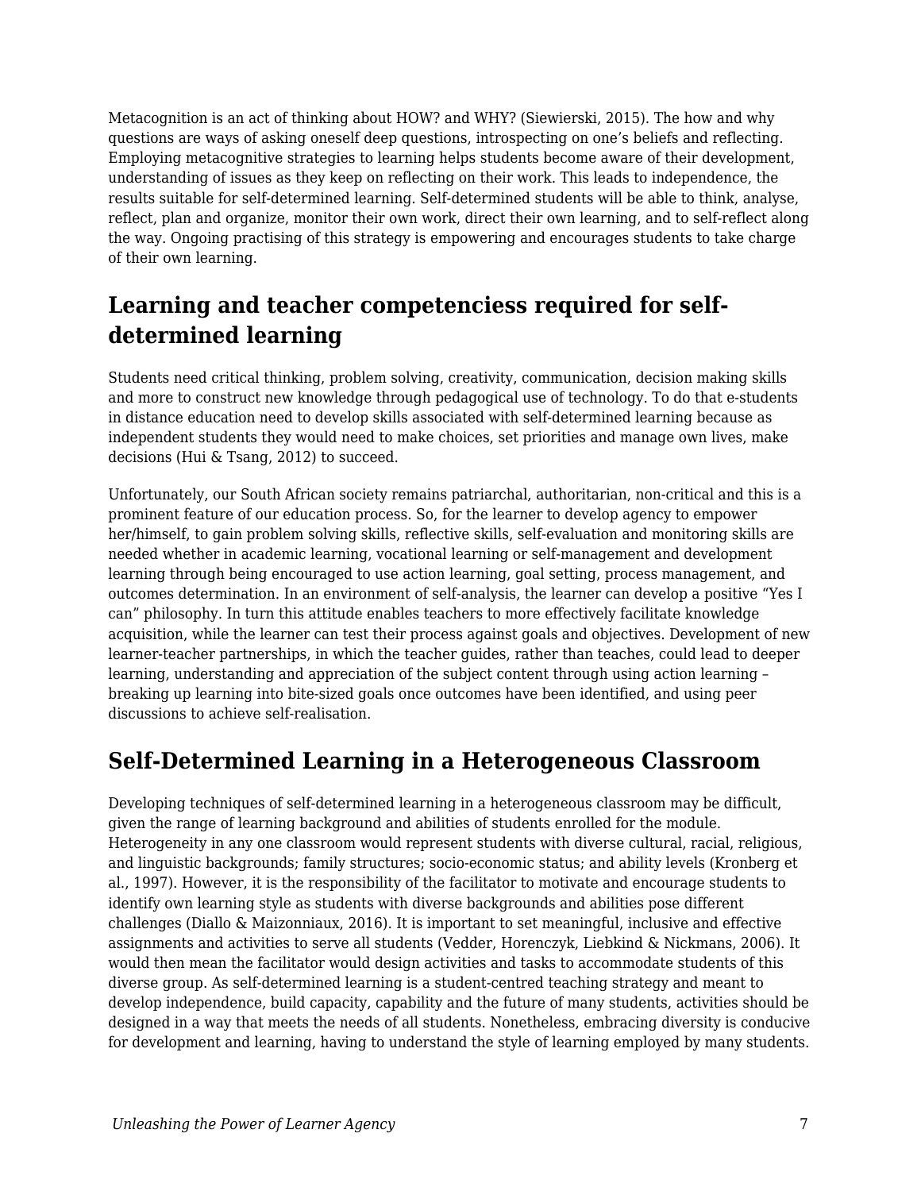Metacognition is an act of thinking about HOW? and WHY? (Siewierski, 2015). The how and why questions are ways of asking oneself deep questions, introspecting on one's beliefs and reflecting. Employing metacognitive strategies to learning helps students become aware of their development, understanding of issues as they keep on reflecting on their work. This leads to independence, the results suitable for self-determined learning. Self-determined students will be able to think, analyse, reflect, plan and organize, monitor their own work, direct their own learning, and to self-reflect along the way. Ongoing practising of this strategy is empowering and encourages students to take charge of their own learning.

## Learning and teacher competenciess required for self-determined learning

Students need critical thinking, problem solving, creativity, communication, decision making skills and more to construct new knowledge through pedagogical use of technology. To do that e-students in distance education need to develop skills associated with self-determined learning because as independent students they would need to make choices, set priorities and manage own lives, make decisions (Hui & Tsang, 2012) to succeed.

Unfortunately, our South African society remains patriarchal, authoritarian, non-critical and this is a prominent feature of our education process. So, for the learner to develop agency to empower her/himself, to gain problem solving skills, reflective skills, self-evaluation and monitoring skills are needed whether in academic learning, vocational learning or self-management and development learning through being encouraged to use action learning, goal setting, process management, and outcomes determination. In an environment of self-analysis, the learner can develop a positive "Yes I can" philosophy. In turn this attitude enables teachers to more effectively facilitate knowledge acquisition, while the learner can test their process against goals and objectives. Development of new learner-teacher partnerships, in which the teacher guides, rather than teaches, could lead to deeper learning, understanding and appreciation of the subject content through using action learning – breaking up learning into bite-sized goals once outcomes have been identified, and using peer discussions to achieve self-realisation.

## Self-Determined Learning in a Heterogeneous Classroom

Developing techniques of self-determined learning in a heterogeneous classroom may be difficult, given the range of learning background and abilities of students enrolled for the module. Heterogeneity in any one classroom would represent students with diverse cultural, racial, religious, and linguistic backgrounds; family structures; socio-economic status; and ability levels (Kronberg et al., 1997). However, it is the responsibility of the facilitator to motivate and encourage students to identify own learning style as students with diverse backgrounds and abilities pose different challenges (Diallo & Maizonniaux, 2016). It is important to set meaningful, inclusive and effective assignments and activities to serve all students (Vedder, Horenczyk, Liebkind & Nickmans, 2006). It would then mean the facilitator would design activities and tasks to accommodate students of this diverse group. As self-determined learning is a student-centred teaching strategy and meant to develop independence, build capacity, capability and the future of many students, activities should be designed in a way that meets the needs of all students. Nonetheless, embracing diversity is conducive for development and learning, having to understand the style of learning employed by many students.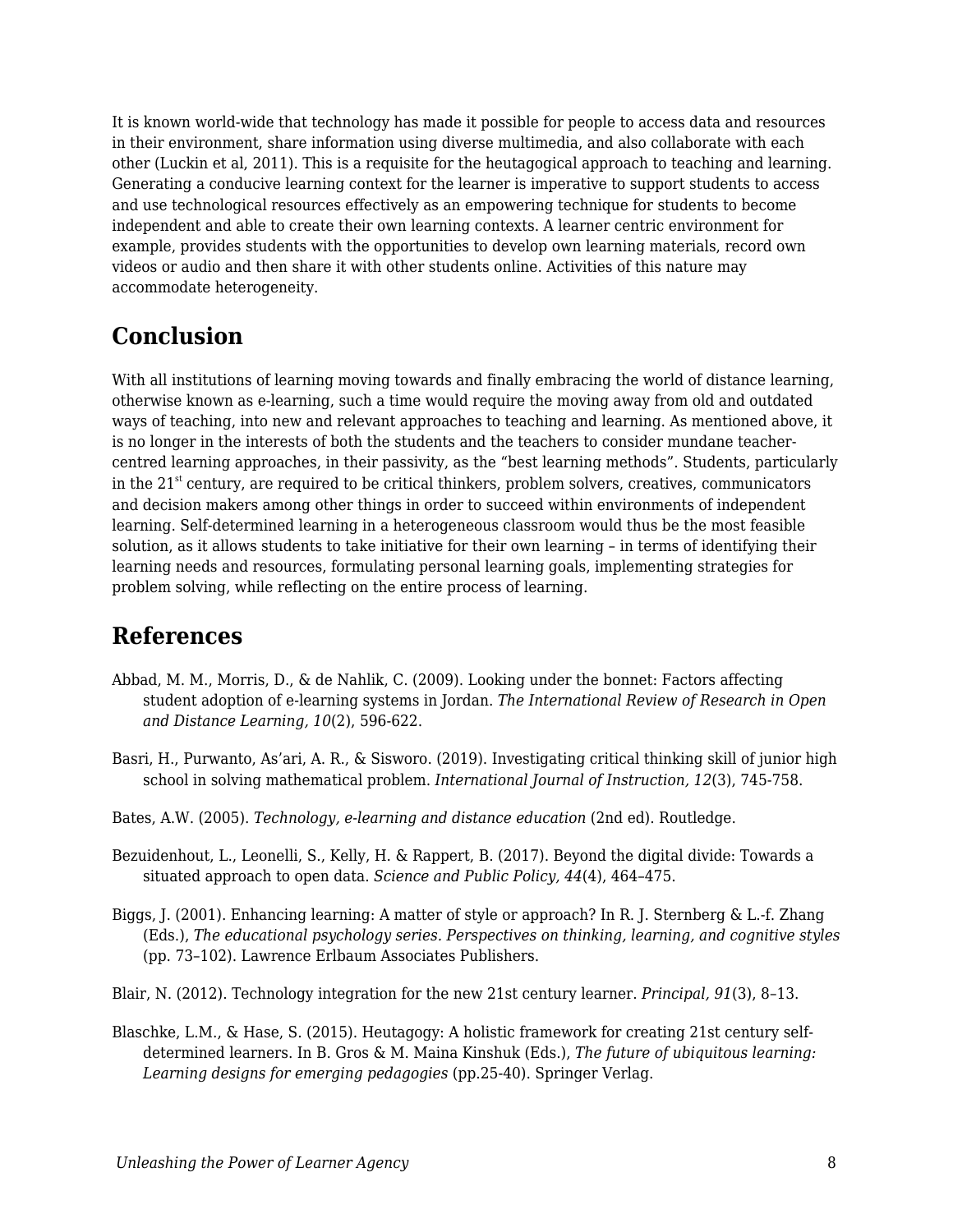It is known world-wide that technology has made it possible for people to access data and resources in their environment, share information using diverse multimedia, and also collaborate with each other (Luckin et al, 2011). This is a requisite for the heutagogical approach to teaching and learning. Generating a conducive learning context for the learner is imperative to support students to access and use technological resources effectively as an empowering technique for students to become independent and able to create their own learning contexts. A learner centric environment for example, provides students with the opportunities to develop own learning materials, record own videos or audio and then share it with other students online. Activities of this nature may accommodate heterogeneity.

## Conclusion

With all institutions of learning moving towards and finally embracing the world of distance learning, otherwise known as e-learning, such a time would require the moving away from old and outdated ways of teaching, into new and relevant approaches to teaching and learning. As mentioned above, it is no longer in the interests of both the students and the teachers to consider mundane teacher-centred learning approaches, in their passivity, as the "best learning methods". Students, particularly in the 21st century, are required to be critical thinkers, problem solvers, creatives, communicators and decision makers among other things in order to succeed within environments of independent learning. Self-determined learning in a heterogeneous classroom would thus be the most feasible solution, as it allows students to take initiative for their own learning – in terms of identifying their learning needs and resources, formulating personal learning goals, implementing strategies for problem solving, while reflecting on the entire process of learning.

## References

Abbad, M. M., Morris, D., & de Nahlik, C. (2009). Looking under the bonnet: Factors affecting student adoption of e-learning systems in Jordan. *The International Review of Research in Open and Distance Learning, 10*(2), 596-622.

Basri, H., Purwanto, As'ari, A. R., & Sisworo. (2019). Investigating critical thinking skill of junior high school in solving mathematical problem. *International Journal of Instruction, 12*(3), 745-758.

Bates, A.W. (2005). *Technology, e-learning and distance education* (2nd ed). Routledge.

Bezuidenhout, L., Leonelli, S., Kelly, H. & Rappert, B. (2017). Beyond the digital divide: Towards a situated approach to open data. *Science and Public Policy, 44*(4), 464–475.

Biggs, J. (2001). Enhancing learning: A matter of style or approach? In R. J. Sternberg & L.-f. Zhang (Eds.), *The educational psychology series. Perspectives on thinking, learning, and cognitive styles* (pp. 73–102). Lawrence Erlbaum Associates Publishers.

Blair, N. (2012). Technology integration for the new 21st century learner. *Principal, 91*(3), 8–13.

Blaschke, L.M., & Hase, S. (2015). Heutagogy: A holistic framework for creating 21st century self-determined learners. In B. Gros & M. Maina Kinshuk (Eds.), *The future of ubiquitous learning: Learning designs for emerging pedagogies* (pp.25-40). Springer Verlag.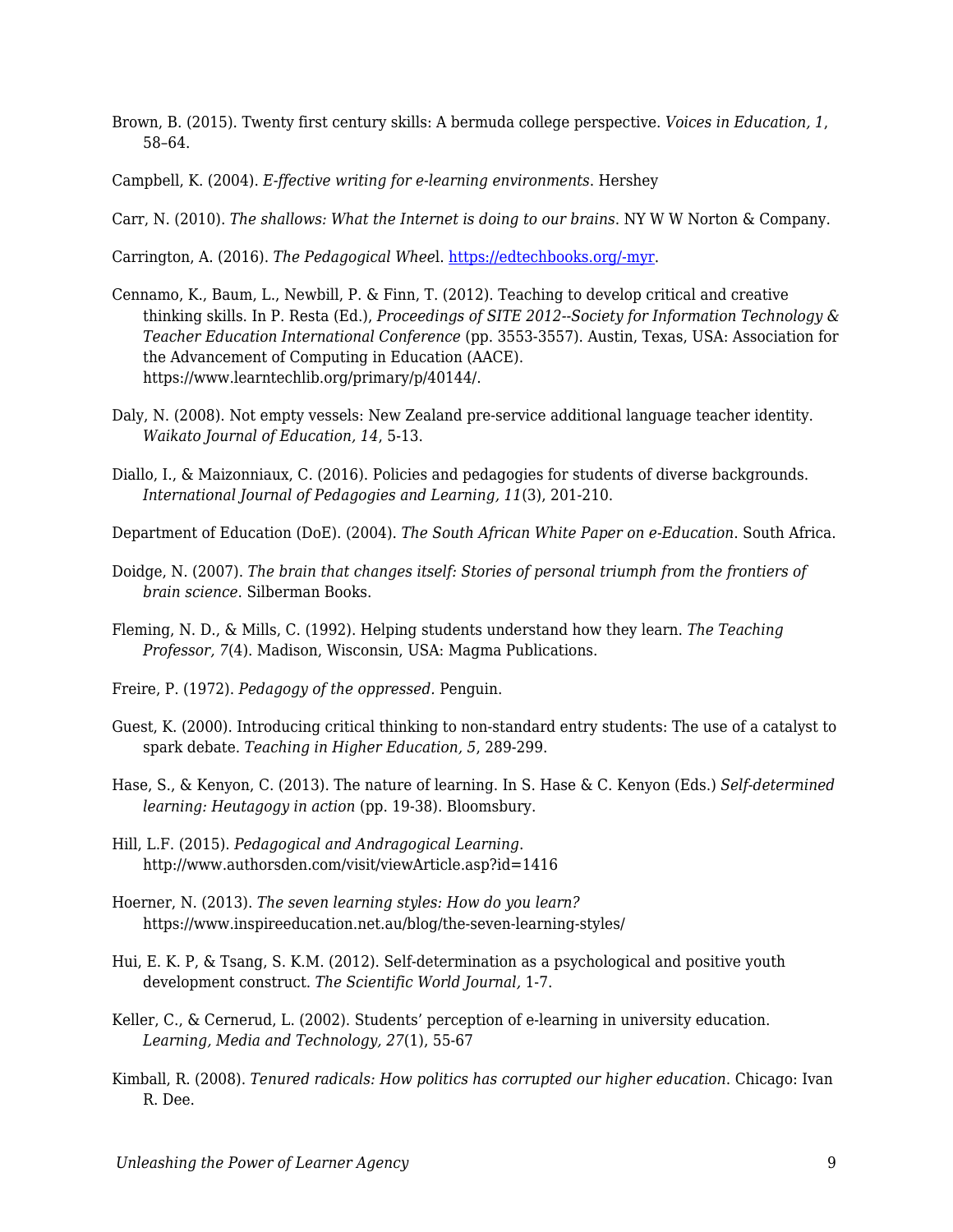Brown, B. (2015). Twenty first century skills: A bermuda college perspective. *Voices in Education, 1*, 58–64.

Campbell, K. (2004). *E-ffective writing for e-learning environments*. Hershey

Carr, N. (2010). *The shallows: What the Internet is doing to our brains*. NY W W Norton & Company.

Carrington, A. (2016). *The Pedagogical Wheel*. [https://edtechbooks.org/-myr](https://edtechbooks.org/-myr).

Cennamo, K., Baum, L., Newbill, P. & Finn, T. (2012). Teaching to develop critical and creative thinking skills. In P. Resta (Ed.), *Proceedings of SITE 2012--Society for Information Technology & Teacher Education International Conference* (pp. 3553-3557). Austin, Texas, USA: Association for the Advancement of Computing in Education (AACE). https://www.learntechlib.org/primary/p/40144/.

Daly, N. (2008). Not empty vessels: New Zealand pre-service additional language teacher identity. *Waikato Journal of Education, 14*, 5-13.

Diallo, I., & Maizonniaux, C. (2016). Policies and pedagogies for students of diverse backgrounds. *International Journal of Pedagogies and Learning, 11*(3), 201-210.

Department of Education (DoE). (2004). *The South African White Paper on e-Education*. South Africa.

Doidge, N. (2007). *The brain that changes itself: Stories of personal triumph from the frontiers of brain science*. Silberman Books.

Fleming, N. D., & Mills, C. (1992). Helping students understand how they learn. *The Teaching Professor, 7*(4). Madison, Wisconsin, USA: Magma Publications.

Freire, P. (1972). *Pedagogy of the oppressed.* Penguin.

Guest, K. (2000). Introducing critical thinking to non-standard entry students: The use of a catalyst to spark debate. *Teaching in Higher Education, 5*, 289-299.

Hase, S., & Kenyon, C. (2013). The nature of learning. In S. Hase & C. Kenyon (Eds.) *Self-determined learning: Heutagogy in action* (pp. 19-38). Bloomsbury.

Hill, L.F. (2015). *Pedagogical and Andragogical Learning*. http://www.authorsden.com/visit/viewArticle.asp?id=1416

Hoerner, N. (2013). *The seven learning styles: How do you learn?* https://www.inspireeducation.net.au/blog/the-seven-learning-styles/

Hui, E. K. P, & Tsang, S. K.M. (2012). Self-determination as a psychological and positive youth development construct. *The Scientific World Journal,* 1-7.

Keller, C., & Cernerud, L. (2002). Students' perception of e-learning in university education. *Learning, Media and Technology, 27*(1), 55-67

Kimball, R. (2008). *Tenured radicals: How politics has corrupted our higher education*. Chicago: Ivan R. Dee.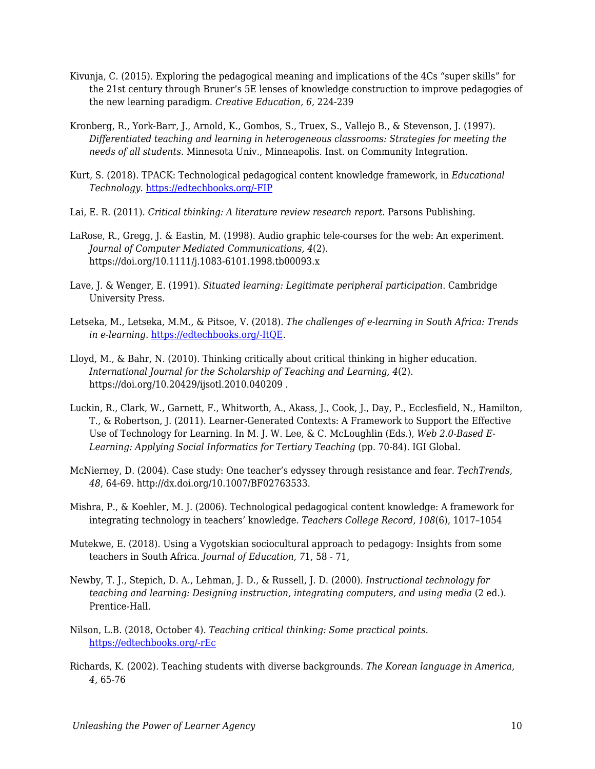Kivunja, C. (2015). Exploring the pedagogical meaning and implications of the 4Cs “super skills” for the 21st century through Bruner’s 5E lenses of knowledge construction to improve pedagogies of the new learning paradigm. *Creative Education, 6,* 224-239

Kronberg, R., York-Barr, J., Arnold, K., Gombos, S., Truex, S., Vallejo B., & Stevenson, J. (1997). *Differentiated teaching and learning in heterogeneous classrooms: Strategies for meeting the needs of all students*. Minnesota Univ., Minneapolis. Inst. on Community Integration.

Kurt, S. (2018). TPACK: Technological pedagogical content knowledge framework, in *Educational Technology*. [https://edtechbooks.org/-FIP](https://edtechbooks.org/-FIP)

Lai, E. R. (2011). *Critical thinking: A literature review research report.* Parsons Publishing.

LaRose, R., Gregg, J. & Eastin, M. (1998). Audio graphic tele-courses for the web: An experiment. *Journal of Computer Mediated Communications, 4*(2). https://doi.org/10.1111/j.1083-6101.1998.tb00093.x

Lave, J. & Wenger, E. (1991). *Situated learning: Legitimate peripheral participation*. Cambridge University Press.

Letseka, M., Letseka, M.M., & Pitsoe, V. (2018). *The challenges of e-learning in South Africa: Trends in e-learning*. [https://edtechbooks.org/-ItQE](https://edtechbooks.org/-ItQE).

Lloyd, M., & Bahr, N. (2010). Thinking critically about critical thinking in higher education. *International Journal for the Scholarship of Teaching and Learning, 4*(2). https://doi.org/10.20429/ijsotl.2010.040209 .

Luckin, R., Clark, W., Garnett, F., Whitworth, A., Akass, J., Cook, J., Day, P., Ecclesfield, N., Hamilton, T., & Robertson, J. (2011). Learner-Generated Contexts: A Framework to Support the Effective Use of Technology for Learning. In M. J. W. Lee, & C. McLoughlin (Eds.), *Web 2.0-Based E-Learning: Applying Social Informatics for Tertiary Teaching* (pp. 70-84). IGI Global.

McNierney, D. (2004). Case study: One teacher’s edyssey through resistance and fear. *TechTrends, 48*, 64-69. http://dx.doi.org/10.1007/BF02763533.

Mishra, P., & Koehler, M. J. (2006). Technological pedagogical content knowledge: A framework for integrating technology in teachers’ knowledge. *Teachers College Record, 108*(6), 1017–1054

Mutekwe, E. (2018). Using a Vygotskian sociocultural approach to pedagogy: Insights from some teachers in South Africa. *Journal of Education, 7*1, 58 - 71,

Newby, T. J., Stepich, D. A., Lehman, J. D., & Russell, J. D. (2000). *Instructional technology for teaching and learning: Designing instruction, integrating computers, and using media* (2 ed.). Prentice-Hall.

Nilson, L.B. (2018, October 4). *Teaching critical thinking: Some practical points*. [https://edtechbooks.org/-rEc](https://edtechbooks.org/-rEc)

Richards, K. (2002). Teaching students with diverse backgrounds. *The Korean language in America, 4*, 65-76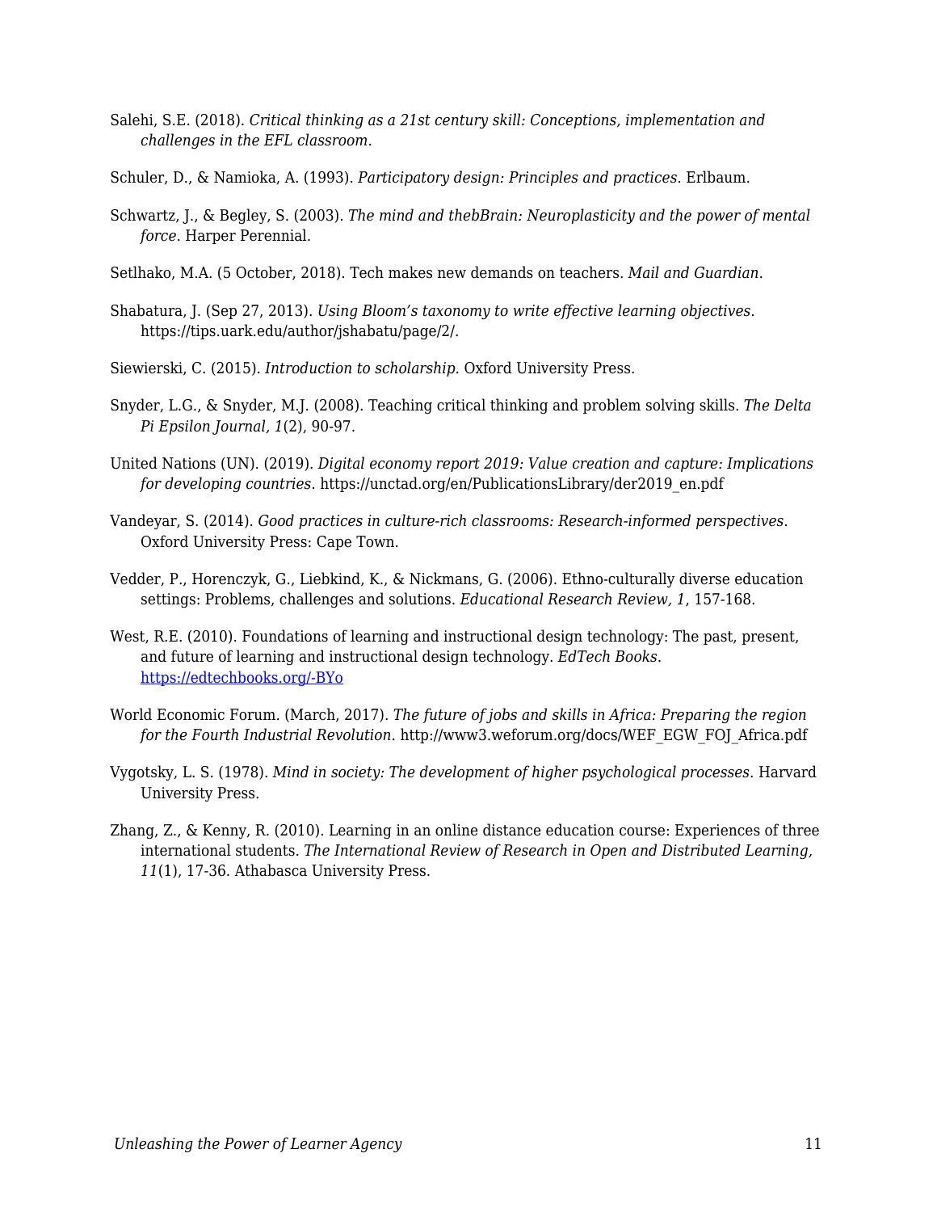Salehi, S.E. (2018). *Critical thinking as a 21st century skill: Conceptions, implementation and challenges in the EFL classroom*.

Schuler, D., & Namioka, A. (1993). *Participatory design: Principles and practices*. Erlbaum.

Schwartz, J., & Begley, S. (2003). *The mind and thebBrain: Neuroplasticity and the power of mental force*. Harper Perennial.

Setlhako, M.A. (5 October, 2018). Tech makes new demands on teachers. *Mail and Guardian*.

Shabatura, J. (Sep 27, 2013). *Using Bloom's taxonomy to write effective learning objectives*. https://tips.uark.edu/author/jshabatu/page/2/.

Siewierski, C. (2015). *Introduction to scholarship*. Oxford University Press.

Snyder, L.G., & Snyder, M.J. (2008). Teaching critical thinking and problem solving skills. *The Delta Pi Epsilon Journal, 1*(2), 90-97.

United Nations (UN). (2019). *Digital economy report 2019: Value creation and capture: Implications for developing countries*. https://unctad.org/en/PublicationsLibrary/der2019_en.pdf

Vandeyar, S. (2014). *Good practices in culture-rich classrooms: Research-informed perspectives*. Oxford University Press: Cape Town.

Vedder, P., Horenczyk, G., Liebkind, K., & Nickmans, G. (2006). Ethno-culturally diverse education settings: Problems, challenges and solutions. *Educational Research Review, 1*, 157-168.

West, R.E. (2010). Foundations of learning and instructional design technology: The past, present, and future of learning and instructional design technology. *EdTech Books*. [https://edtechbooks.org/-BYo](https://edtechbooks.org/-BYo)

World Economic Forum. (March, 2017). *The future of jobs and skills in Africa: Preparing the region for the Fourth Industrial Revolution*. http://www3.weforum.org/docs/WEF_EGW_FOJ_Africa.pdf

Vygotsky, L. S. (1978). *Mind in society: The development of higher psychological processes*. Harvard University Press.

Zhang, Z., & Kenny, R. (2010). Learning in an online distance education course: Experiences of three international students. *The International Review of Research in Open and Distributed Learning, 11*(1), 17-36. Athabasca University Press.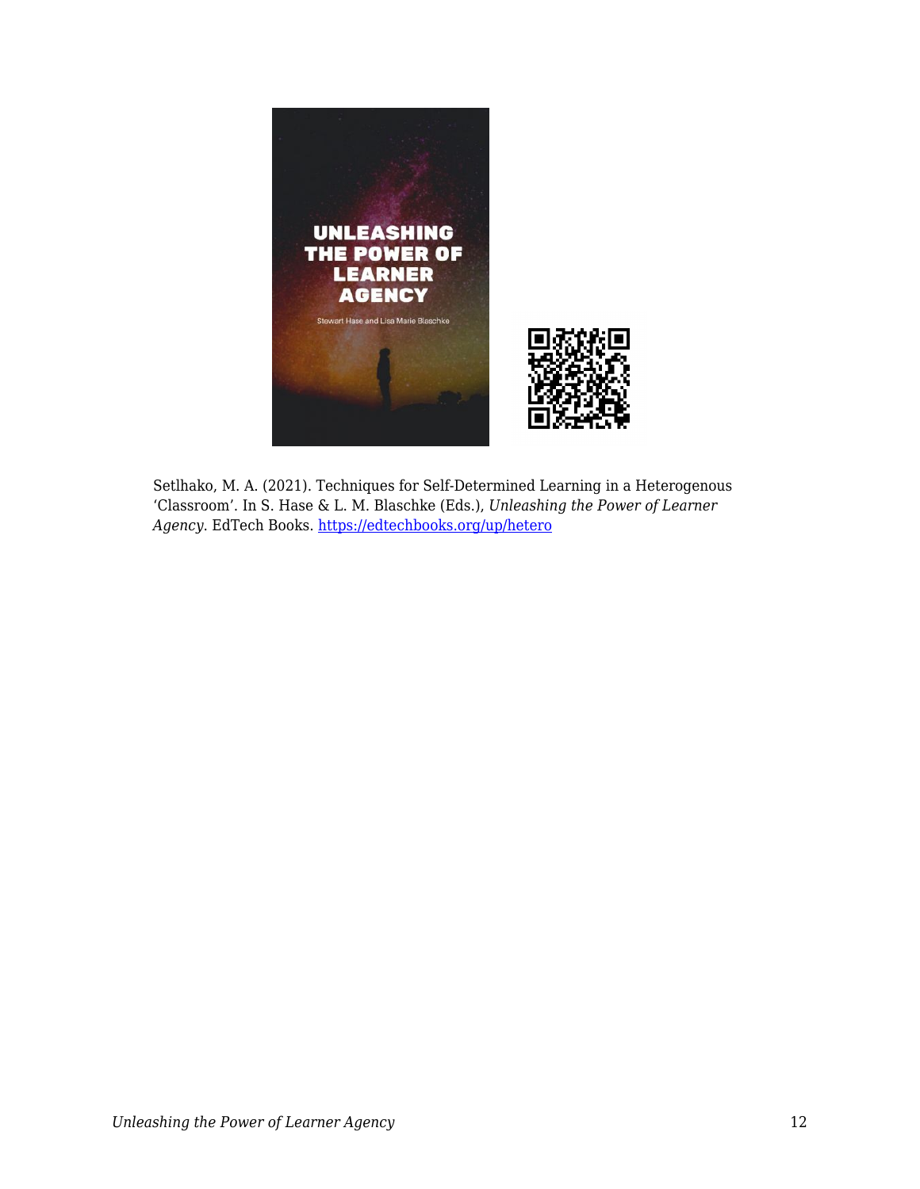Setlhako, M. A. (2021). Techniques for Self-Determined Learning in a Heterogenous 'Classroom'. In S. Hase & L. M. Blaschke (Eds.), *Unleashing the Power of Learner Agency*. EdTech Books. [https://edtechbooks.org/up/hetero](https://edtechbooks.org/up/hetero)